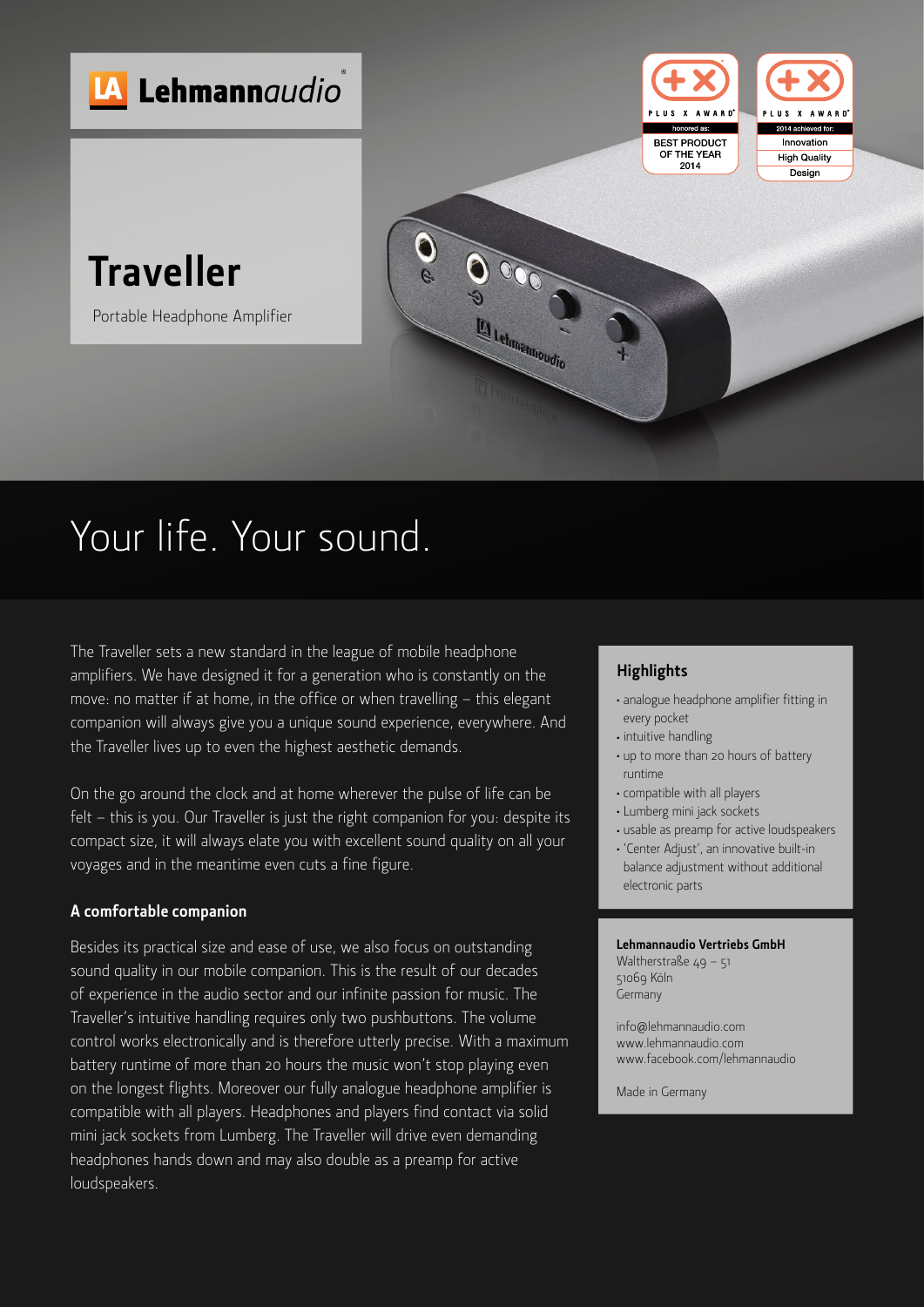Lehmannaudio

# Traveller

Portable Headphone Amplifier

PLUS X AWARD
honored as:
BEST PRODUCT OF THE YEAR 2014

PLUS X AWARD
2014 achieved for:
Innovation
High Quality
Design

## Your life. Your sound.

The Traveller sets a new standard in the league of mobile headphone amplifiers. We have designed it for a generation who is constantly on the move: no matter if at home, in the office or when travelling – this elegant companion will always give you a unique sound experience, everywhere. And the Traveller lives up to even the highest aesthetic demands.

On the go around the clock and at home wherever the pulse of life can be felt – this is you. Our Traveller is just the right companion for you: despite its compact size, it will always elate you with excellent sound quality on all your voyages and in the meantime even cuts a fine figure.

### A comfortable companion

Besides its practical size and ease of use, we also focus on outstanding sound quality in our mobile companion. This is the result of our decades of experience in the audio sector and our infinite passion for music. The Traveller's intuitive handling requires only two pushbuttons. The volume control works electronically and is therefore utterly precise. With a maximum battery runtime of more than 20 hours the music won't stop playing even on the longest flights. Moreover our fully analogue headphone amplifier is compatible with all players. Headphones and players find contact via solid mini jack sockets from Lumberg. The Traveller will drive even demanding headphones hands down and may also double as a preamp for active loudspeakers.

### Highlights

- analogue headphone amplifier fitting in every pocket
- intuitive handling
- up to more than 20 hours of battery runtime
- compatible with all players
- Lumberg mini jack sockets
- usable as preamp for active loudspeakers
- 'Center Adjust', an innovative built-in balance adjustment without additional electronic parts

**Lehmannaudio Vertriebs GmbH**
Waltherstraße 49 – 51
51069 Köln
Germany

info@lehmannaudio.com
www.lehmannaudio.com
www.facebook.com/lehmannaudio

Made in Germany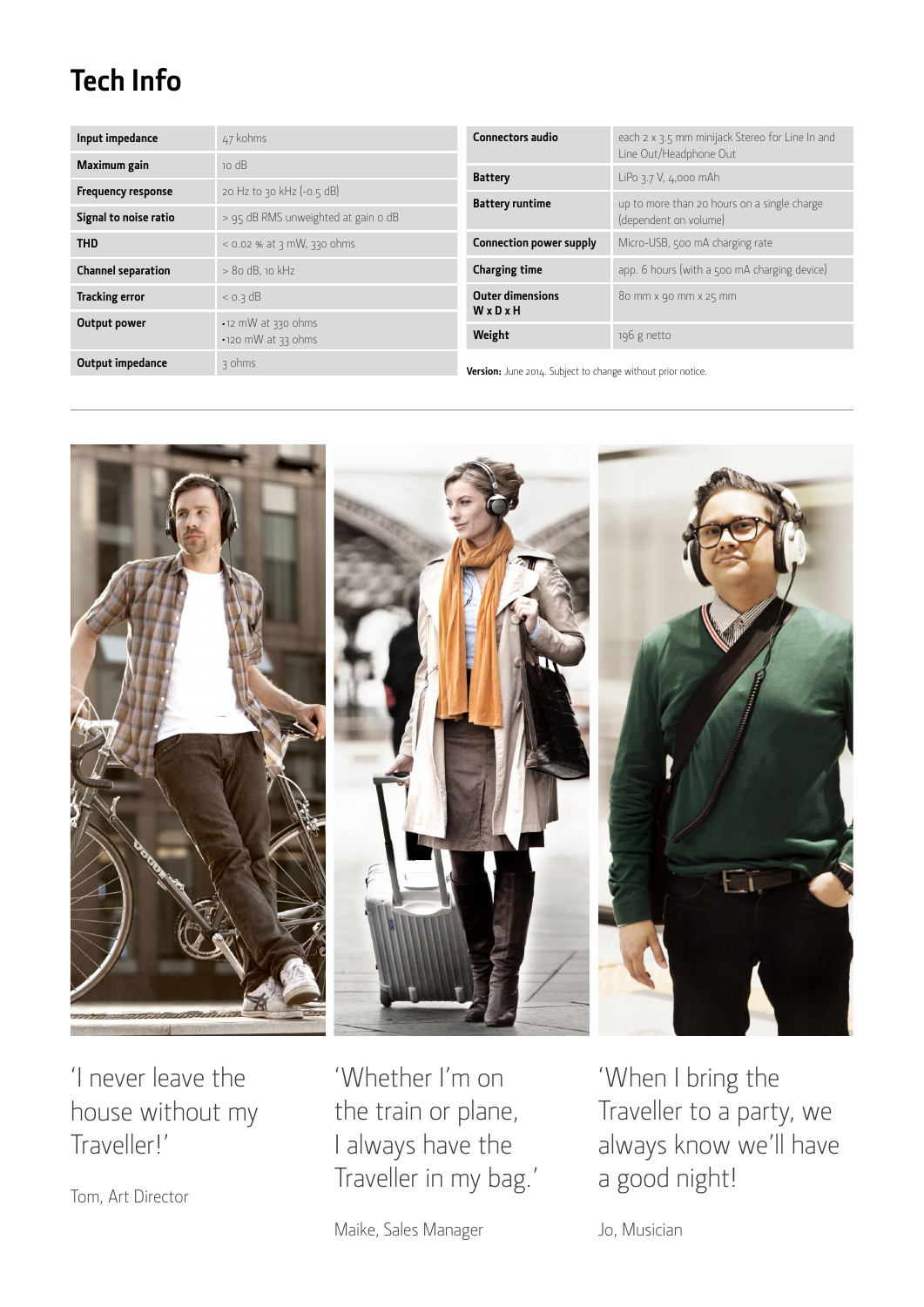# Tech Info

| | |
|---|---|
| **Input impedance** | 47 kohms |
| **Maximum gain** | 10 dB |
| **Frequency response** | 20 Hz to 30 kHz (-0.5 dB) |
| **Signal to noise ratio** | > 95 dB RMS unweighted at gain 0 dB |
| **THD** | < 0.02 % at 3 mW, 330 ohms |
| **Channel separation** | > 80 dB, 10 kHz |
| **Tracking error** | < 0.3 dB |
| **Output power** | • 12 mW at 330 ohms<br>• 120 mW at 33 ohms |
| **Output impedance** | 3 ohms |

| | |
|---|---|
| **Connectors audio** | each 2 x 3.5 mm minijack Stereo for Line In and Line Out/Headphone Out |
| **Battery** | LiPo 3.7 V, 4,000 mAh |
| **Battery runtime** | up to more than 20 hours on a single charge (dependent on volume) |
| **Connection power supply** | Micro-USB, 500 mA charging rate |
| **Charging time** | app. 6 hours (with a 500 mA charging device) |
| **Outer dimensions W x D x H** | 80 mm x 90 mm x 25 mm |
| **Weight** | 196 g netto |

**Version:** June 2014. Subject to change without prior notice.

---

'I never leave the house without my Traveller!'

Tom, Art Director

'Whether I'm on the train or plane, I always have the Traveller in my bag.'

Maike, Sales Manager

'When I bring the Traveller to a party, we always know we'll have a good night!'

Jo, Musician